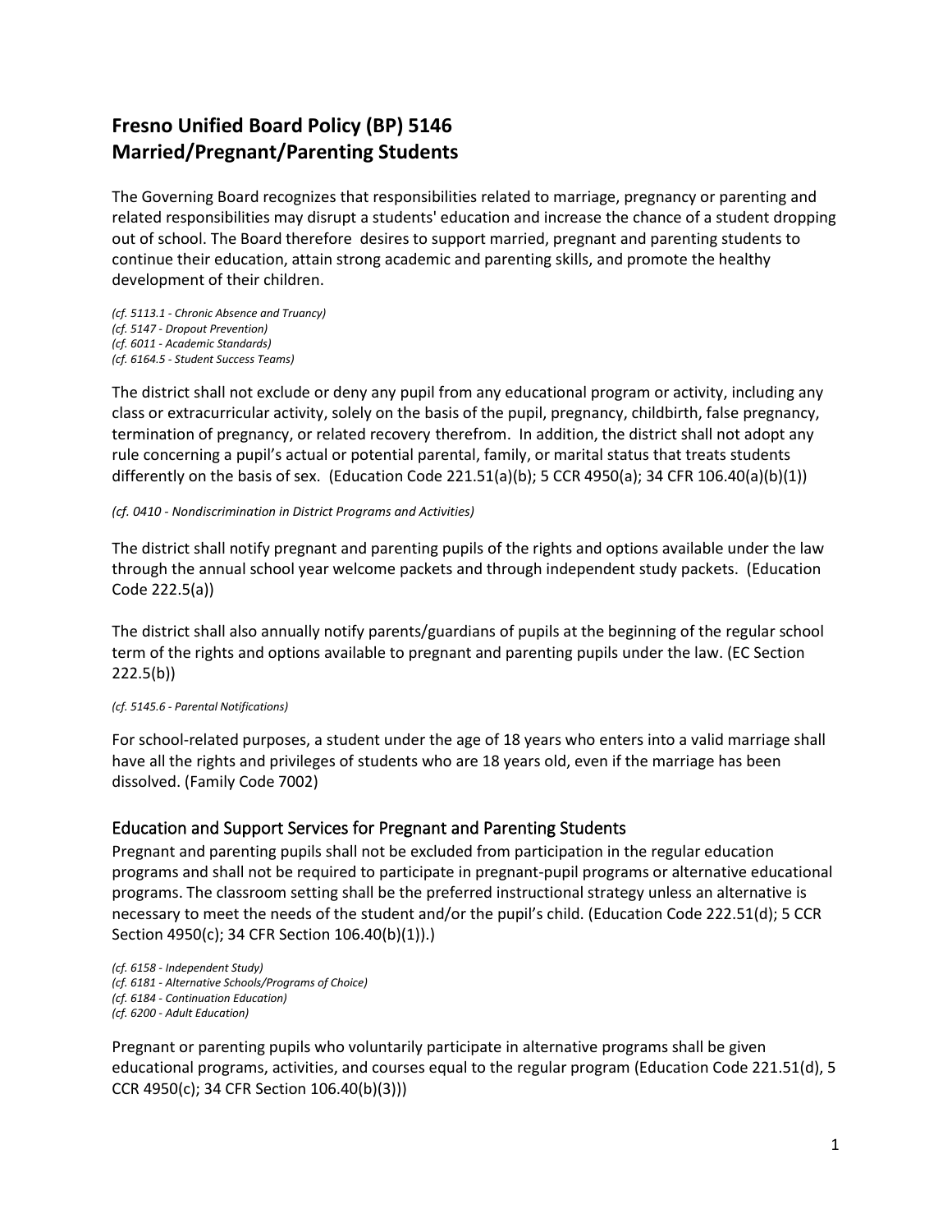# Fresno Unified Board Policy (BP) 5146
# Married/Pregnant/Parenting Students

The Governing Board recognizes that responsibilities related to marriage, pregnancy or parenting and related responsibilities may disrupt a students' education and increase the chance of a student dropping out of school. The Board therefore desires to support married, pregnant and parenting students to continue their education, attain strong academic and parenting skills, and promote the healthy development of their children.

*(cf. 5113.1 - Chronic Absence and Truancy)*
*(cf. 5147 - Dropout Prevention)*
*(cf. 6011 - Academic Standards)*
*(cf. 6164.5 - Student Success Teams)*

The district shall not exclude or deny any pupil from any educational program or activity, including any class or extracurricular activity, solely on the basis of the pupil, pregnancy, childbirth, false pregnancy, termination of pregnancy, or related recovery therefrom. In addition, the district shall not adopt any rule concerning a pupil's actual or potential parental, family, or marital status that treats students differently on the basis of sex. (Education Code 221.51(a)(b); 5 CCR 4950(a); 34 CFR 106.40(a)(b)(1))

*(cf. 0410 - Nondiscrimination in District Programs and Activities)*

The district shall notify pregnant and parenting pupils of the rights and options available under the law through the annual school year welcome packets and through independent study packets. (Education Code 222.5(a))

The district shall also annually notify parents/guardians of pupils at the beginning of the regular school term of the rights and options available to pregnant and parenting pupils under the law. (EC Section 222.5(b))

*(cf. 5145.6 - Parental Notifications)*

For school-related purposes, a student under the age of 18 years who enters into a valid marriage shall have all the rights and privileges of students who are 18 years old, even if the marriage has been dissolved. (Family Code 7002)

## Education and Support Services for Pregnant and Parenting Students

Pregnant and parenting pupils shall not be excluded from participation in the regular education programs and shall not be required to participate in pregnant-pupil programs or alternative educational programs. The classroom setting shall be the preferred instructional strategy unless an alternative is necessary to meet the needs of the student and/or the pupil's child. (Education Code 222.51(d); 5 CCR Section 4950(c); 34 CFR Section 106.40(b)(1)).)

*(cf. 6158 - Independent Study)*
*(cf. 6181 - Alternative Schools/Programs of Choice)*
*(cf. 6184 - Continuation Education)*
*(cf. 6200 - Adult Education)*

Pregnant or parenting pupils who voluntarily participate in alternative programs shall be given educational programs, activities, and courses equal to the regular program (Education Code 221.51(d), 5 CCR 4950(c); 34 CFR Section 106.40(b)(3)))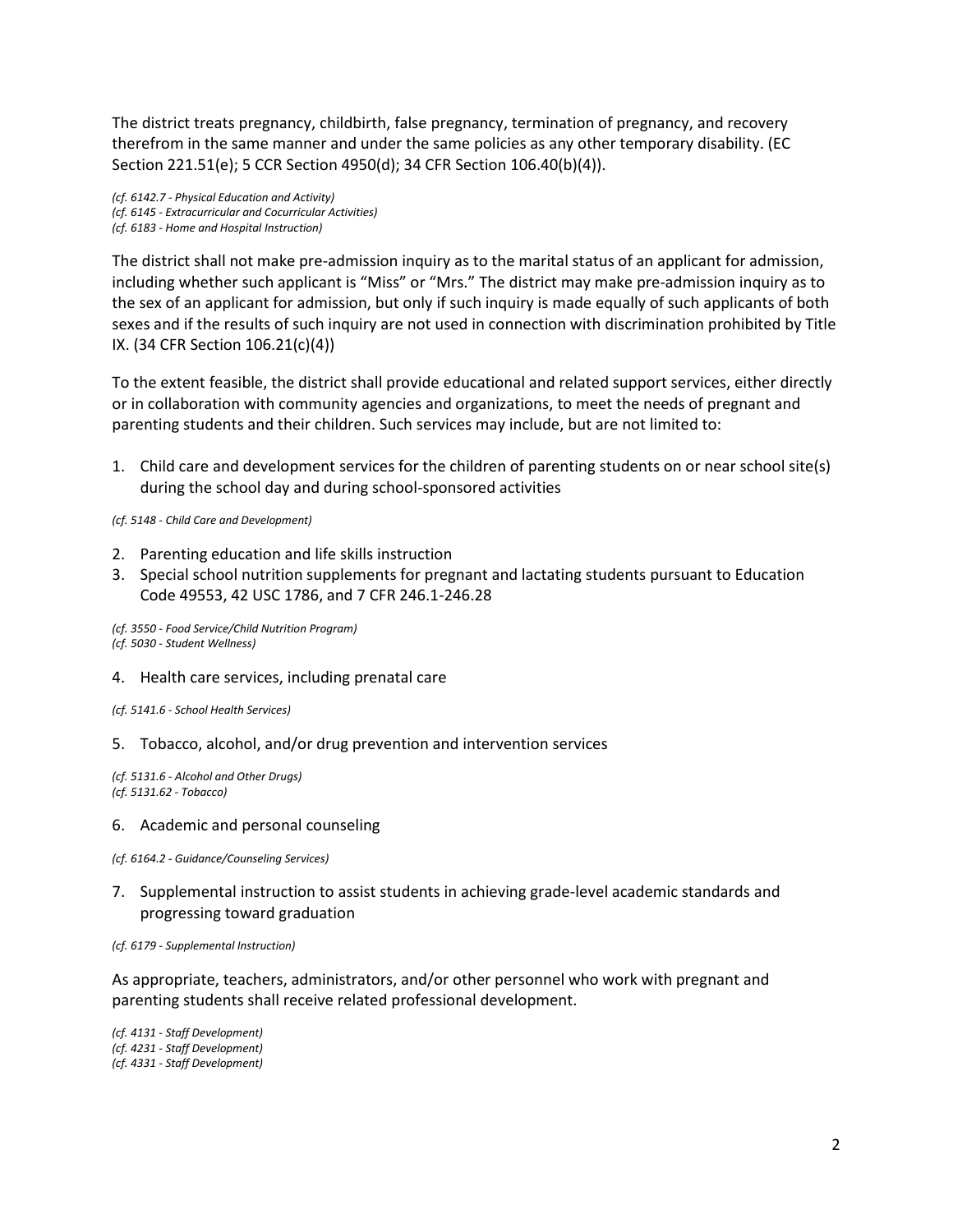The district treats pregnancy, childbirth, false pregnancy, termination of pregnancy, and recovery therefrom in the same manner and under the same policies as any other temporary disability. (EC Section 221.51(e); 5 CCR Section 4950(d); 34 CFR Section 106.40(b)(4)).

*(cf. 6142.7 - Physical Education and Activity)*
*(cf. 6145 - Extracurricular and Cocurricular Activities)*
*(cf. 6183 - Home and Hospital Instruction)*

The district shall not make pre-admission inquiry as to the marital status of an applicant for admission, including whether such applicant is "Miss" or "Mrs." The district may make pre-admission inquiry as to the sex of an applicant for admission, but only if such inquiry is made equally of such applicants of both sexes and if the results of such inquiry are not used in connection with discrimination prohibited by Title IX. (34 CFR Section 106.21(c)(4))

To the extent feasible, the district shall provide educational and related support services, either directly or in collaboration with community agencies and organizations, to meet the needs of pregnant and parenting students and their children. Such services may include, but are not limited to:

1. Child care and development services for the children of parenting students on or near school site(s) during the school day and during school-sponsored activities

*(cf. 5148 - Child Care and Development)*

2. Parenting education and life skills instruction
3. Special school nutrition supplements for pregnant and lactating students pursuant to Education Code 49553, 42 USC 1786, and 7 CFR 246.1-246.28

*(cf. 3550 - Food Service/Child Nutrition Program)*
*(cf. 5030 - Student Wellness)*

4. Health care services, including prenatal care

*(cf. 5141.6 - School Health Services)*

5. Tobacco, alcohol, and/or drug prevention and intervention services

*(cf. 5131.6 - Alcohol and Other Drugs)*
*(cf. 5131.62 - Tobacco)*

6. Academic and personal counseling

*(cf. 6164.2 - Guidance/Counseling Services)*

7. Supplemental instruction to assist students in achieving grade-level academic standards and progressing toward graduation

*(cf. 6179 - Supplemental Instruction)*

As appropriate, teachers, administrators, and/or other personnel who work with pregnant and parenting students shall receive related professional development.

*(cf. 4131 - Staff Development)*
*(cf. 4231 - Staff Development)*
*(cf. 4331 - Staff Development)*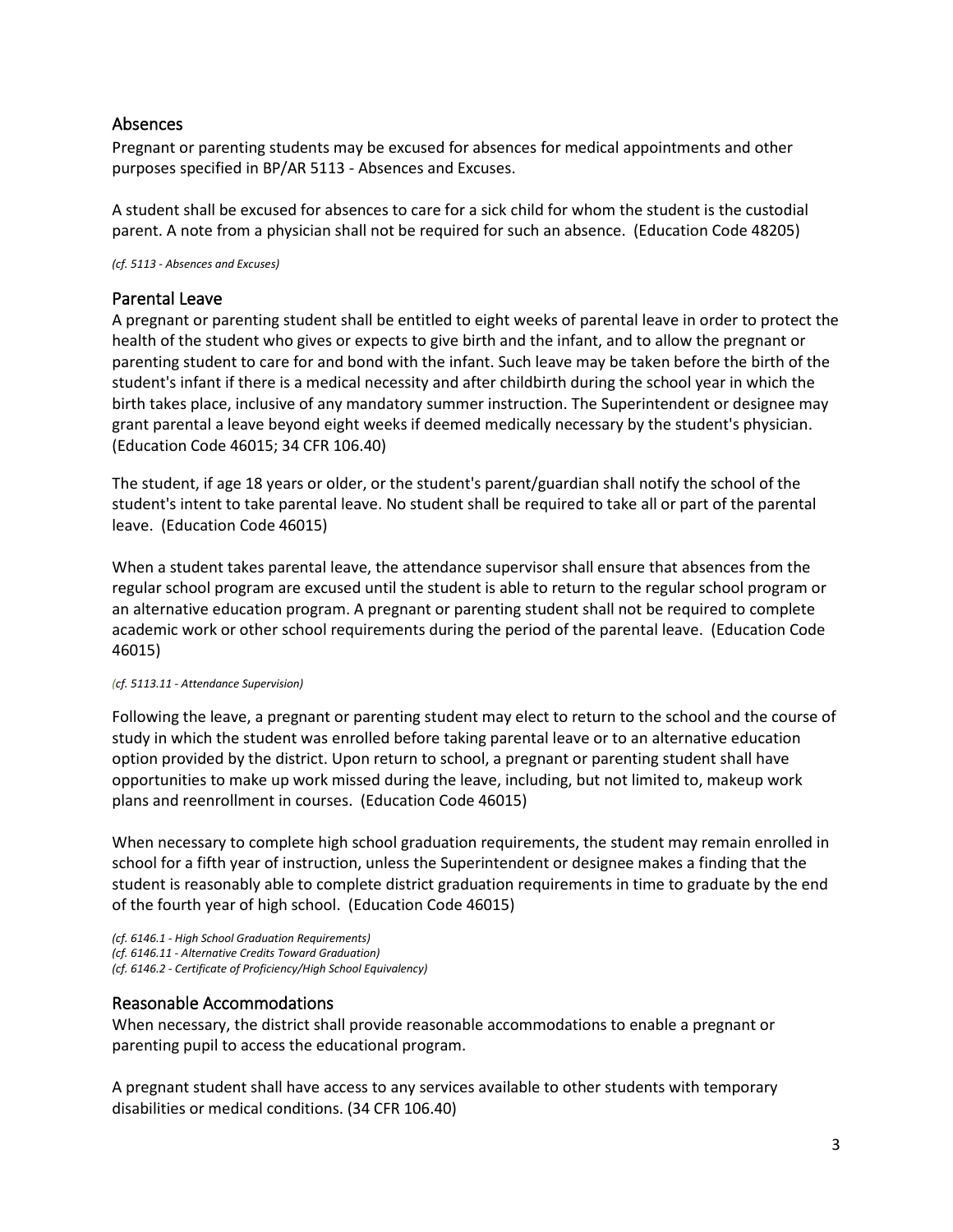## Absences

Pregnant or parenting students may be excused for absences for medical appointments and other purposes specified in BP/AR 5113 - Absences and Excuses.

A student shall be excused for absences to care for a sick child for whom the student is the custodial parent. A note from a physician shall not be required for such an absence. (Education Code 48205)

*(cf. 5113 - Absences and Excuses)*

## Parental Leave

A pregnant or parenting student shall be entitled to eight weeks of parental leave in order to protect the health of the student who gives or expects to give birth and the infant, and to allow the pregnant or parenting student to care for and bond with the infant. Such leave may be taken before the birth of the student's infant if there is a medical necessity and after childbirth during the school year in which the birth takes place, inclusive of any mandatory summer instruction. The Superintendent or designee may grant parental a leave beyond eight weeks if deemed medically necessary by the student's physician. (Education Code 46015; 34 CFR 106.40)

The student, if age 18 years or older, or the student's parent/guardian shall notify the school of the student's intent to take parental leave. No student shall be required to take all or part of the parental leave. (Education Code 46015)

When a student takes parental leave, the attendance supervisor shall ensure that absences from the regular school program are excused until the student is able to return to the regular school program or an alternative education program. A pregnant or parenting student shall not be required to complete academic work or other school requirements during the period of the parental leave. (Education Code 46015)

*(cf. 5113.11 - Attendance Supervision)*

Following the leave, a pregnant or parenting student may elect to return to the school and the course of study in which the student was enrolled before taking parental leave or to an alternative education option provided by the district. Upon return to school, a pregnant or parenting student shall have opportunities to make up work missed during the leave, including, but not limited to, makeup work plans and reenrollment in courses. (Education Code 46015)

When necessary to complete high school graduation requirements, the student may remain enrolled in school for a fifth year of instruction, unless the Superintendent or designee makes a finding that the student is reasonably able to complete district graduation requirements in time to graduate by the end of the fourth year of high school. (Education Code 46015)

*(cf. 6146.1 - High School Graduation Requirements)*
*(cf. 6146.11 - Alternative Credits Toward Graduation)*
*(cf. 6146.2 - Certificate of Proficiency/High School Equivalency)*

## Reasonable Accommodations

When necessary, the district shall provide reasonable accommodations to enable a pregnant or parenting pupil to access the educational program.

A pregnant student shall have access to any services available to other students with temporary disabilities or medical conditions. (34 CFR 106.40)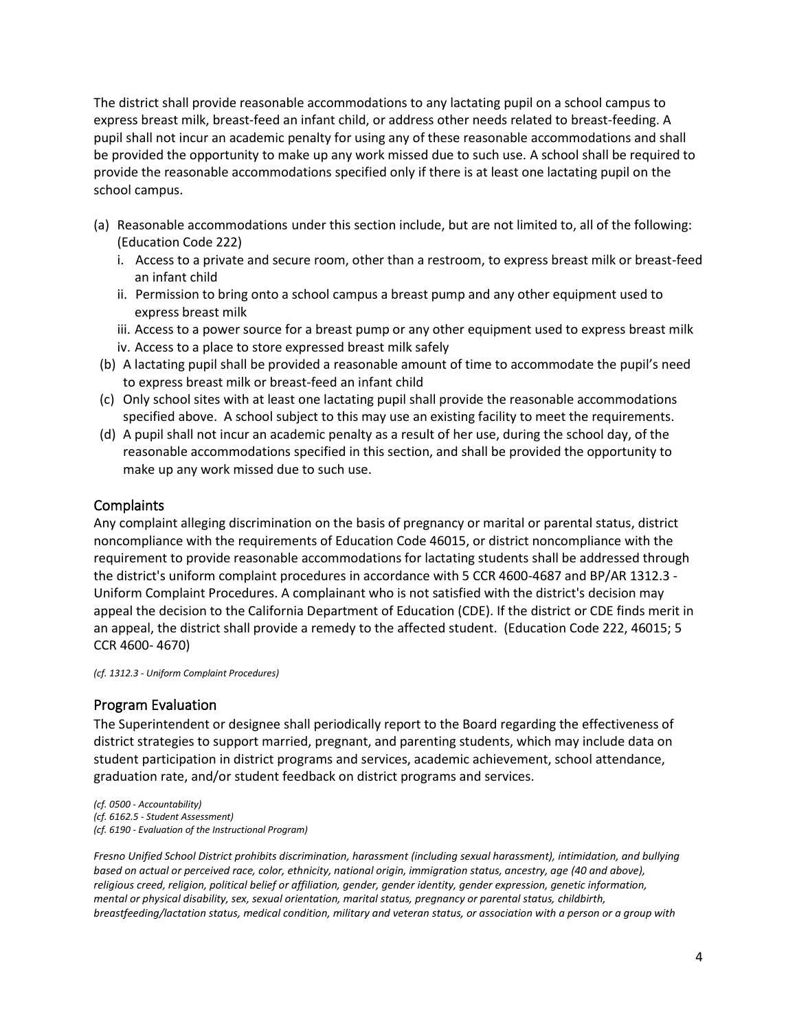The district shall provide reasonable accommodations to any lactating pupil on a school campus to express breast milk, breast-feed an infant child, or address other needs related to breast-feeding. A pupil shall not incur an academic penalty for using any of these reasonable accommodations and shall be provided the opportunity to make up any work missed due to such use. A school shall be required to provide the reasonable accommodations specified only if there is at least one lactating pupil on the school campus.

(a) Reasonable accommodations under this section include, but are not limited to, all of the following: (Education Code 222)
   i. Access to a private and secure room, other than a restroom, to express breast milk or breast-feed an infant child
   ii. Permission to bring onto a school campus a breast pump and any other equipment used to express breast milk
   iii. Access to a power source for a breast pump or any other equipment used to express breast milk
   iv. Access to a place to store expressed breast milk safely

(b) A lactating pupil shall be provided a reasonable amount of time to accommodate the pupil's need to express breast milk or breast-feed an infant child

(c) Only school sites with at least one lactating pupil shall provide the reasonable accommodations specified above. A school subject to this may use an existing facility to meet the requirements.

(d) A pupil shall not incur an academic penalty as a result of her use, during the school day, of the reasonable accommodations specified in this section, and shall be provided the opportunity to make up any work missed due to such use.

## Complaints

Any complaint alleging discrimination on the basis of pregnancy or marital or parental status, district noncompliance with the requirements of Education Code 46015, or district noncompliance with the requirement to provide reasonable accommodations for lactating students shall be addressed through the district's uniform complaint procedures in accordance with 5 CCR 4600-4687 and BP/AR 1312.3 - Uniform Complaint Procedures. A complainant who is not satisfied with the district's decision may appeal the decision to the California Department of Education (CDE). If the district or CDE finds merit in an appeal, the district shall provide a remedy to the affected student. (Education Code 222, 46015; 5 CCR 4600- 4670)

*(cf. 1312.3 - Uniform Complaint Procedures)*

## Program Evaluation

The Superintendent or designee shall periodically report to the Board regarding the effectiveness of district strategies to support married, pregnant, and parenting students, which may include data on student participation in district programs and services, academic achievement, school attendance, graduation rate, and/or student feedback on district programs and services.

*(cf. 0500 - Accountability)*
*(cf. 6162.5 - Student Assessment)*
*(cf. 6190 - Evaluation of the Instructional Program)*

*Fresno Unified School District prohibits discrimination, harassment (including sexual harassment), intimidation, and bullying based on actual or perceived race, color, ethnicity, national origin, immigration status, ancestry, age (40 and above), religious creed, religion, political belief or affiliation, gender, gender identity, gender expression, genetic information, mental or physical disability, sex, sexual orientation, marital status, pregnancy or parental status, childbirth, breastfeeding/lactation status, medical condition, military and veteran status, or association with a person or a group with*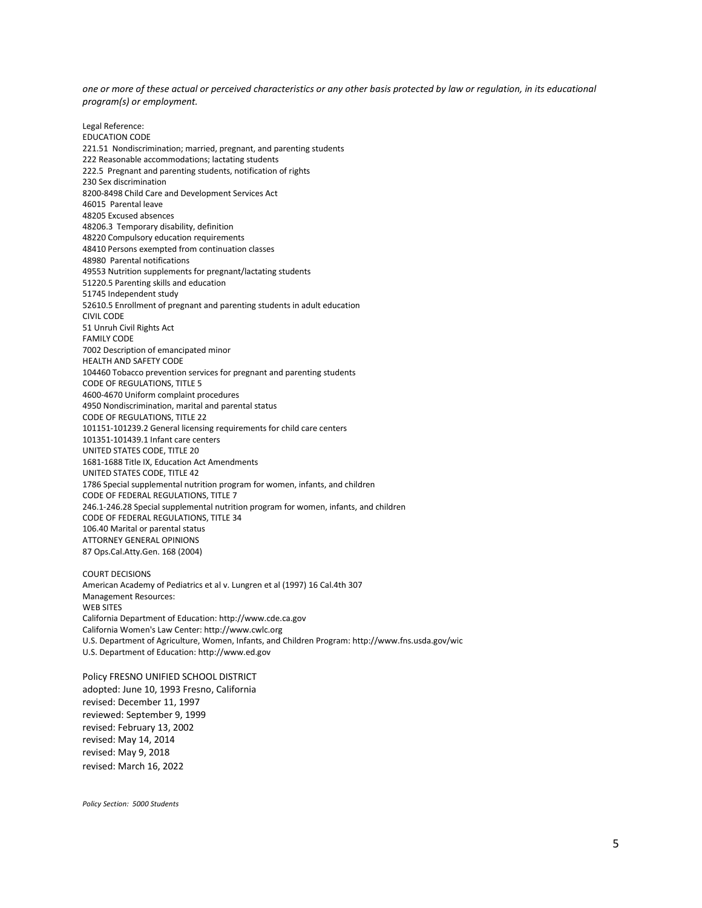*one or more of these actual or perceived characteristics or any other basis protected by law or regulation, in its educational program(s) or employment.*

Legal Reference:
EDUCATION CODE
221.51 Nondiscrimination; married, pregnant, and parenting students
222 Reasonable accommodations; lactating students
222.5 Pregnant and parenting students, notification of rights
230 Sex discrimination
8200-8498 Child Care and Development Services Act
46015 Parental leave
48205 Excused absences
48206.3 Temporary disability, definition
48220 Compulsory education requirements
48410 Persons exempted from continuation classes
48980 Parental notifications
49553 Nutrition supplements for pregnant/lactating students
51220.5 Parenting skills and education
51745 Independent study
52610.5 Enrollment of pregnant and parenting students in adult education
CIVIL CODE
51 Unruh Civil Rights Act
FAMILY CODE
7002 Description of emancipated minor
HEALTH AND SAFETY CODE
104460 Tobacco prevention services for pregnant and parenting students
CODE OF REGULATIONS, TITLE 5
4600-4670 Uniform complaint procedures
4950 Nondiscrimination, marital and parental status
CODE OF REGULATIONS, TITLE 22
101151-101239.2 General licensing requirements for child care centers
101351-101439.1 Infant care centers
UNITED STATES CODE, TITLE 20
1681-1688 Title IX, Education Act Amendments
UNITED STATES CODE, TITLE 42
1786 Special supplemental nutrition program for women, infants, and children
CODE OF FEDERAL REGULATIONS, TITLE 7
246.1-246.28 Special supplemental nutrition program for women, infants, and children
CODE OF FEDERAL REGULATIONS, TITLE 34
106.40 Marital or parental status
ATTORNEY GENERAL OPINIONS
87 Ops.Cal.Atty.Gen. 168 (2004)

COURT DECISIONS
American Academy of Pediatrics et al v. Lungren et al (1997) 16 Cal.4th 307
Management Resources:
WEB SITES
California Department of Education: http://www.cde.ca.gov
California Women's Law Center: http://www.cwlc.org
U.S. Department of Agriculture, Women, Infants, and Children Program: http://www.fns.usda.gov/wic
U.S. Department of Education: http://www.ed.gov

Policy FRESNO UNIFIED SCHOOL DISTRICT
adopted: June 10, 1993 Fresno, California
revised: December 11, 1997
reviewed: September 9, 1999
revised: February 13, 2002
revised: May 14, 2014
revised: May 9, 2018
revised: March 16, 2022

*Policy Section: 5000 Students*